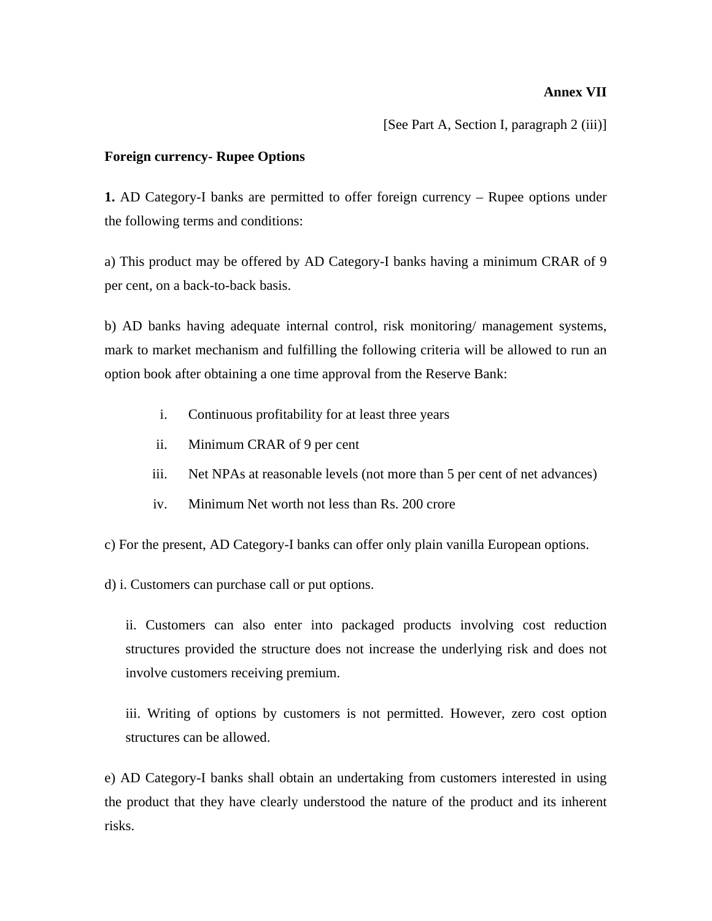**Annex VII**

[See Part A, Section I, paragraph 2 (iii)]

**Foreign currency- Rupee Options**

**1.** AD Category-I banks are permitted to offer foreign currency – Rupee options under the following terms and conditions:

a) This product may be offered by AD Category-I banks having a minimum CRAR of 9 per cent, on a back-to-back basis.

b) AD banks having adequate internal control, risk monitoring/ management systems, mark to market mechanism and fulfilling the following criteria will be allowed to run an option book after obtaining a one time approval from the Reserve Bank:

i. Continuous profitability for at least three years

ii. Minimum CRAR of 9 per cent

iii. Net NPAs at reasonable levels (not more than 5 per cent of net advances)

iv. Minimum Net worth not less than Rs. 200 crore

c) For the present, AD Category-I banks can offer only plain vanilla European options.

d) i. Customers can purchase call or put options.

ii. Customers can also enter into packaged products involving cost reduction structures provided the structure does not increase the underlying risk and does not involve customers receiving premium.

iii. Writing of options by customers is not permitted. However, zero cost option structures can be allowed.

e) AD Category-I banks shall obtain an undertaking from customers interested in using the product that they have clearly understood the nature of the product and its inherent risks.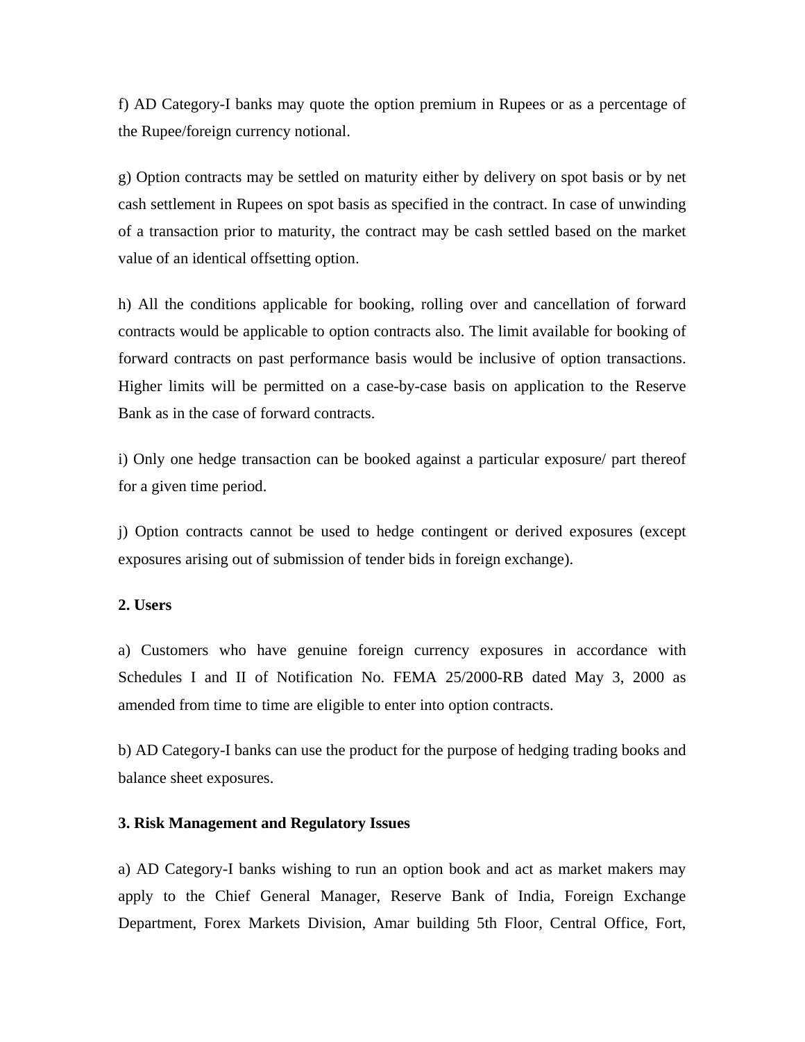f) AD Category-I banks may quote the option premium in Rupees or as a percentage of the Rupee/foreign currency notional.

g) Option contracts may be settled on maturity either by delivery on spot basis or by net cash settlement in Rupees on spot basis as specified in the contract. In case of unwinding of a transaction prior to maturity, the contract may be cash settled based on the market value of an identical offsetting option.

h) All the conditions applicable for booking, rolling over and cancellation of forward contracts would be applicable to option contracts also. The limit available for booking of forward contracts on past performance basis would be inclusive of option transactions. Higher limits will be permitted on a case-by-case basis on application to the Reserve Bank as in the case of forward contracts.

i) Only one hedge transaction can be booked against a particular exposure/ part thereof for a given time period.

j) Option contracts cannot be used to hedge contingent or derived exposures (except exposures arising out of submission of tender bids in foreign exchange).

**2. Users**

a) Customers who have genuine foreign currency exposures in accordance with Schedules I and II of Notification No. FEMA 25/2000-RB dated May 3, 2000 as amended from time to time are eligible to enter into option contracts.

b) AD Category-I banks can use the product for the purpose of hedging trading books and balance sheet exposures.

**3. Risk Management and Regulatory Issues**

a) AD Category-I banks wishing to run an option book and act as market makers may apply to the Chief General Manager, Reserve Bank of India, Foreign Exchange Department, Forex Markets Division, Amar building 5th Floor, Central Office, Fort,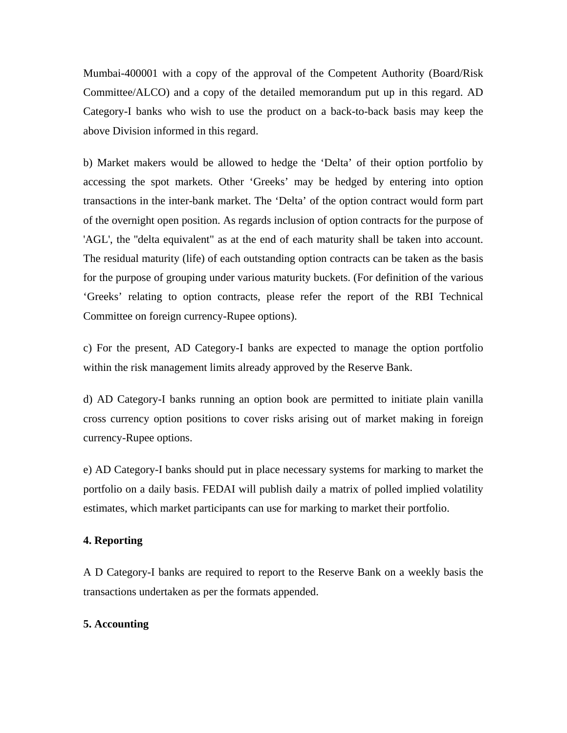Mumbai-400001 with a copy of the approval of the Competent Authority (Board/Risk Committee/ALCO) and a copy of the detailed memorandum put up in this regard. AD Category-I banks who wish to use the product on a back-to-back basis may keep the above Division informed in this regard.

b) Market makers would be allowed to hedge the 'Delta' of their option portfolio by accessing the spot markets. Other 'Greeks' may be hedged by entering into option transactions in the inter-bank market. The 'Delta' of the option contract would form part of the overnight open position. As regards inclusion of option contracts for the purpose of 'AGL', the "delta equivalent" as at the end of each maturity shall be taken into account. The residual maturity (life) of each outstanding option contracts can be taken as the basis for the purpose of grouping under various maturity buckets. (For definition of the various 'Greeks' relating to option contracts, please refer the report of the RBI Technical Committee on foreign currency-Rupee options).

c) For the present, AD Category-I banks are expected to manage the option portfolio within the risk management limits already approved by the Reserve Bank.

d) AD Category-I banks running an option book are permitted to initiate plain vanilla cross currency option positions to cover risks arising out of market making in foreign currency-Rupee options.

e) AD Category-I banks should put in place necessary systems for marking to market the portfolio on a daily basis. FEDAI will publish daily a matrix of polled implied volatility estimates, which market participants can use for marking to market their portfolio.

**4. Reporting**

A D Category-I banks are required to report to the Reserve Bank on a weekly basis the transactions undertaken as per the formats appended.

**5. Accounting**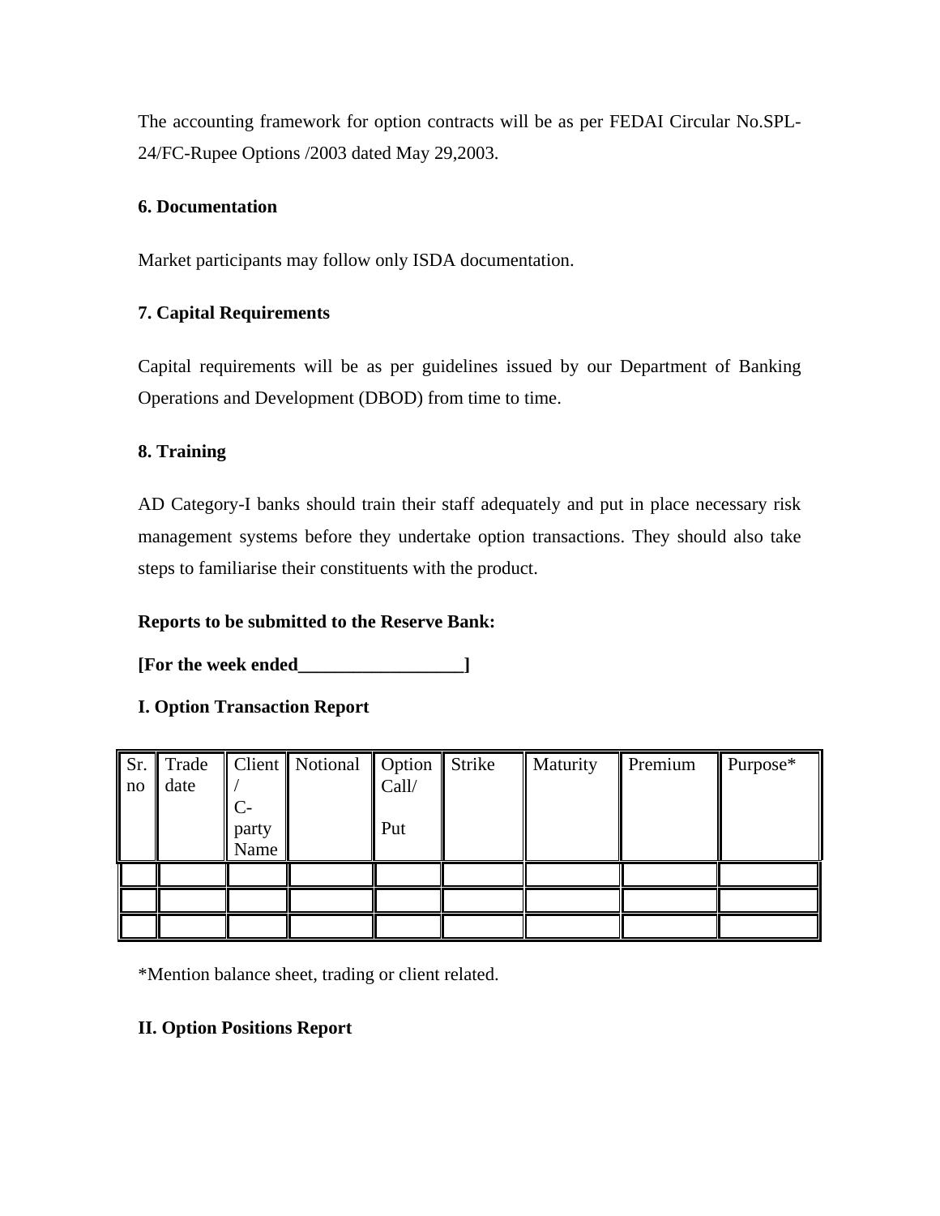The accounting framework for option contracts will be as per FEDAI Circular No.SPL-24/FC-Rupee Options /2003 dated May 29,2003.

**6. Documentation**

Market participants may follow only ISDA documentation.

**7. Capital Requirements**

Capital requirements will be as per guidelines issued by our Department of Banking Operations and Development (DBOD) from time to time.

**8. Training**

AD Category-I banks should train their staff adequately and put in place necessary risk management systems before they undertake option transactions. They should also take steps to familiarise their constituents with the product.

**Reports to be submitted to the Reserve Bank:**

**[For the week ended__________________]**

**I. Option Transaction Report**

| Sr. no | Trade date | Client / C-party Name | Notional | Option Call/ Put | Strike | Maturity | Premium | Purpose* |
|---|---|---|---|---|---|---|---|---|
| | | | | | | | | |
| | | | | | | | | |
| | | | | | | | | |

*Mention balance sheet, trading or client related.

**II. Option Positions Report**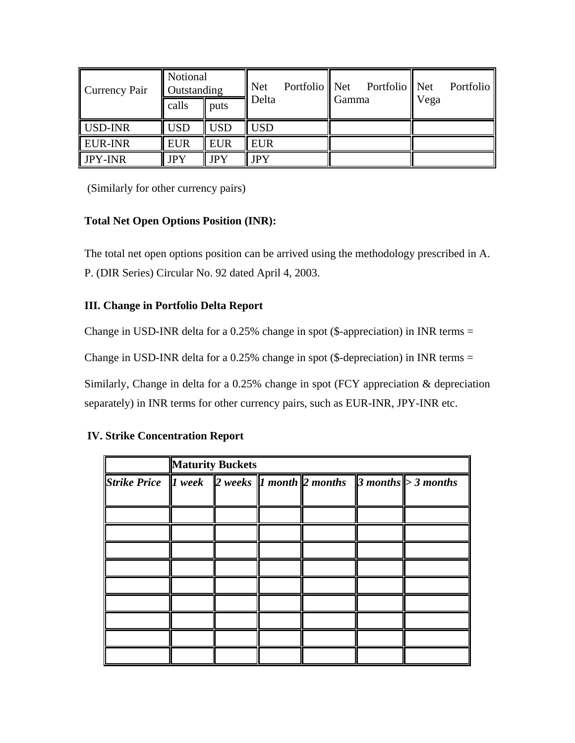| Currency Pair | Notional Outstanding | | Net Portfolio Delta | Net Portfolio Gamma | Net Portfolio Vega |
|---|---|---|---|---|---|
| | calls | puts | | | |
| USD-INR | USD | USD | USD | | |
| EUR-INR | EUR | EUR | EUR | | |
| JPY-INR | JPY | JPY | JPY | | |

(Similarly for other currency pairs)

**Total Net Open Options Position (INR):**

The total net open options position can be arrived using the methodology prescribed in A. P. (DIR Series) Circular No. 92 dated April 4, 2003.

**III. Change in Portfolio Delta Report**

Change in USD-INR delta for a 0.25% change in spot ($-appreciation) in INR terms =

Change in USD-INR delta for a 0.25% change in spot ($-depreciation) in INR terms =

Similarly, Change in delta for a 0.25% change in spot (FCY appreciation & depreciation separately) in INR terms for other currency pairs, such as EUR-INR, JPY-INR etc.

**IV. Strike Concentration Report**

| | **Maturity Buckets** | | | | | |
|---|---|---|---|---|---|---|
| ***Strike Price*** | ***1 week*** | ***2 weeks*** | ***1 month*** | ***2 months*** | ***3 months*** | ***> 3 months*** |
| | | | | | | |
| | | | | | | |
| | | | | | | |
| | | | | | | |
| | | | | | | |
| | | | | | | |
| | | | | | | |
| | | | | | | |
| | | | | | | |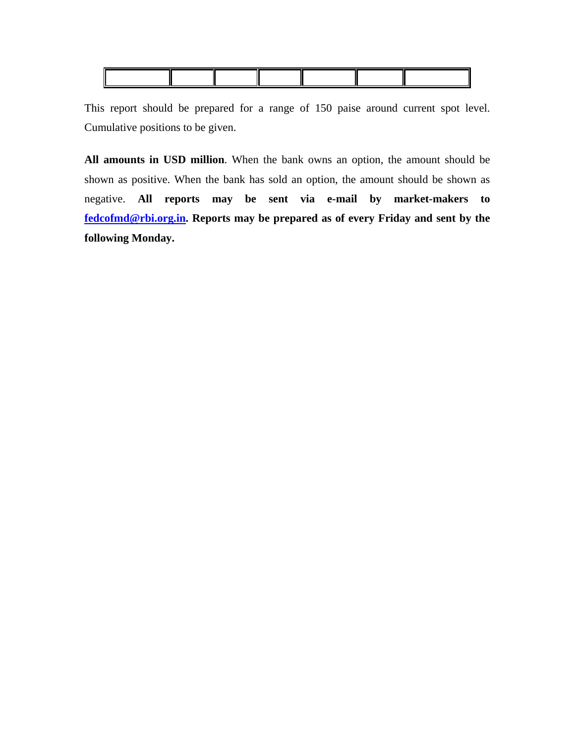| | | | | | | |
|---|---|---|---|---|---|---|
| | | | | | | |

This report should be prepared for a range of 150 paise around current spot level. Cumulative positions to be given.

**All amounts in USD million**. When the bank owns an option, the amount should be shown as positive. When the bank has sold an option, the amount should be shown as negative. **All reports may be sent via e-mail by market-makers to fedcofmd@rbi.org.in. Reports may be prepared as of every Friday and sent by the following Monday.**